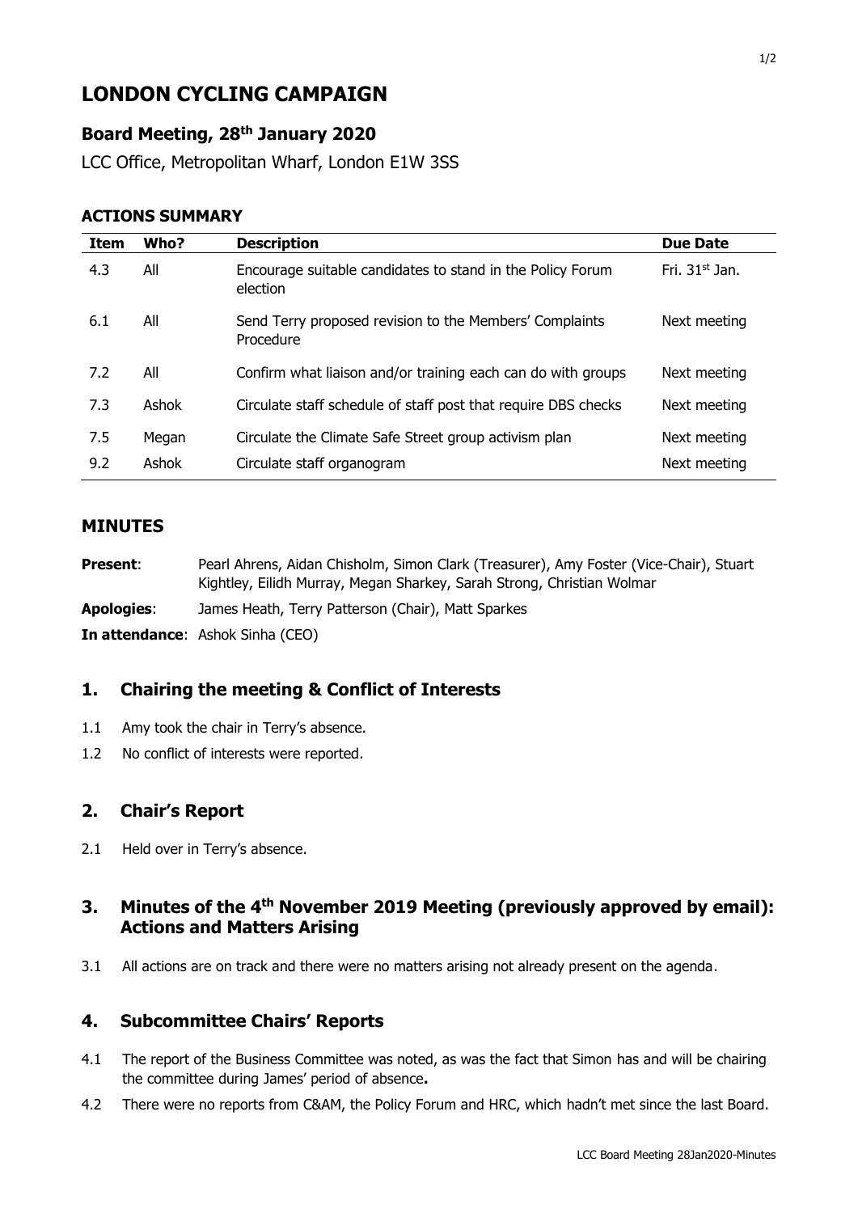# LONDON CYCLING CAMPAIGN

## Board Meeting, 28th January 2020

LCC Office, Metropolitan Wharf, London E1W 3SS

### ACTIONS SUMMARY

| Item | Who? | Description | Due Date |
|---|---|---|---|
| 4.3 | All | Encourage suitable candidates to stand in the Policy Forum election | Fri. 31st Jan. |
| 6.1 | All | Send Terry proposed revision to the Members' Complaints Procedure | Next meeting |
| 7.2 | All | Confirm what liaison and/or training each can do with groups | Next meeting |
| 7.3 | Ashok | Circulate staff schedule of staff post that require DBS checks | Next meeting |
| 7.5 | Megan | Circulate the Climate Safe Street group activism plan | Next meeting |
| 9.2 | Ashok | Circulate staff organogram | Next meeting |

### MINUTES

**Present**: Pearl Ahrens, Aidan Chisholm, Simon Clark (Treasurer), Amy Foster (Vice-Chair), Stuart Kightley, Eilidh Murray, Megan Sharkey, Sarah Strong, Christian Wolmar

**Apologies**: James Heath, Terry Patterson (Chair), Matt Sparkes

**In attendance**: Ashok Sinha (CEO)

### 1. Chairing the meeting & Conflict of Interests

1.1 Amy took the chair in Terry's absence.

1.2 No conflict of interests were reported.

### 2. Chair's Report

2.1 Held over in Terry's absence.

### 3. Minutes of the 4th November 2019 Meeting (previously approved by email): Actions and Matters Arising

3.1 All actions are on track and there were no matters arising not already present on the agenda.

### 4. Subcommittee Chairs' Reports

4.1 The report of the Business Committee was noted, as was the fact that Simon has and will be chairing the committee during James' period of absence**.**

4.2 There were no reports from C&AM, the Policy Forum and HRC, which hadn't met since the last Board.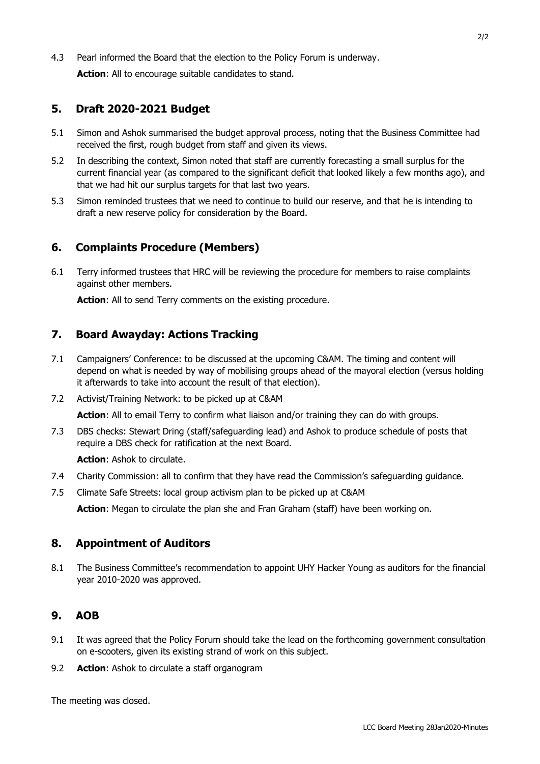4.3 Pearl informed the Board that the election to the Policy Forum is underway.

**Action**: All to encourage suitable candidates to stand.

## 5. Draft 2020-2021 Budget

5.1 Simon and Ashok summarised the budget approval process, noting that the Business Committee had received the first, rough budget from staff and given its views.

5.2 In describing the context, Simon noted that staff are currently forecasting a small surplus for the current financial year (as compared to the significant deficit that looked likely a few months ago), and that we had hit our surplus targets for that last two years.

5.3 Simon reminded trustees that we need to continue to build our reserve, and that he is intending to draft a new reserve policy for consideration by the Board.

## 6. Complaints Procedure (Members)

6.1 Terry informed trustees that HRC will be reviewing the procedure for members to raise complaints against other members.

**Action**: All to send Terry comments on the existing procedure.

## 7. Board Awayday: Actions Tracking

7.1 Campaigners' Conference: to be discussed at the upcoming C&AM. The timing and content will depend on what is needed by way of mobilising groups ahead of the mayoral election (versus holding it afterwards to take into account the result of that election).

7.2 Activist/Training Network: to be picked up at C&AM

**Action**: All to email Terry to confirm what liaison and/or training they can do with groups.

7.3 DBS checks: Stewart Dring (staff/safeguarding lead) and Ashok to produce schedule of posts that require a DBS check for ratification at the next Board.

**Action**: Ashok to circulate.

7.4 Charity Commission: all to confirm that they have read the Commission's safeguarding guidance.

7.5 Climate Safe Streets: local group activism plan to be picked up at C&AM

**Action**: Megan to circulate the plan she and Fran Graham (staff) have been working on.

## 8. Appointment of Auditors

8.1 The Business Committee's recommendation to appoint UHY Hacker Young as auditors for the financial year 2010-2020 was approved.

## 9. AOB

9.1 It was agreed that the Policy Forum should take the lead on the forthcoming government consultation on e-scooters, given its existing strand of work on this subject.

9.2 **Action**: Ashok to circulate a staff organogram

The meeting was closed.